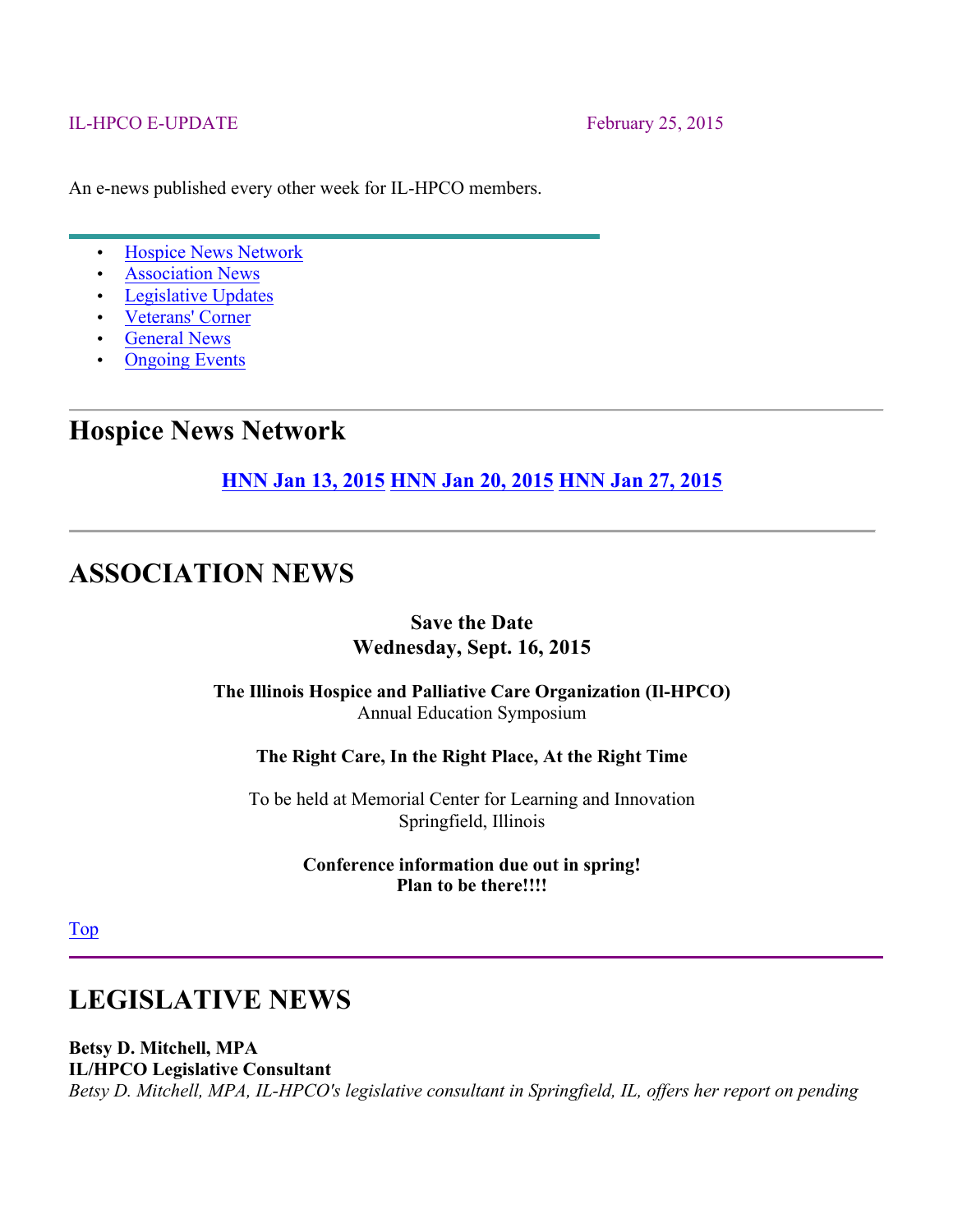IL-HPCO E-UPDATE February 25, 2015

An e-news published every other week for IL-HPCO members.

- Hospice News Network
- Association News
- Legislative Updates
- Veterans' Corner
- General News
- Ongoing Events

# Hospice News Network

**HNN Jan 13, 2015 HNN Jan 20, 2015 HNN Jan 27, 2015**

# ASSOCIATION NEWS

**Save the Date**
**Wednesday, Sept. 16, 2015**

**The Illinois Hospice and Palliative Care Organization (Il-HPCO)**
Annual Education Symposium

**The Right Care, In the Right Place, At the Right Time**

To be held at Memorial Center for Learning and Innovation
Springfield, Illinois

**Conference information due out in spring!**
**Plan to be there!!!!**

Top

# LEGISLATIVE NEWS

**Betsy D. Mitchell, MPA**
**IL/HPCO Legislative Consultant**
*Betsy D. Mitchell, MPA, IL-HPCO's legislative consultant in Springfield, IL, offers her report on pending*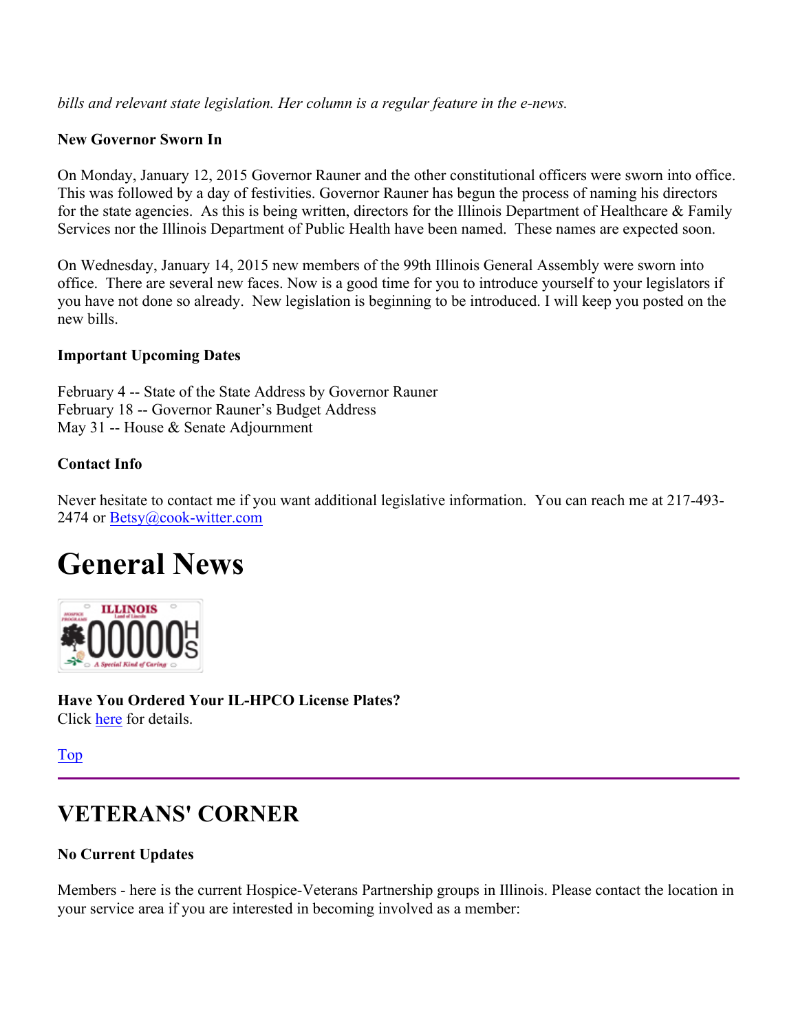*bills and relevant state legislation. Her column is a regular feature in the e-news.*

**New Governor Sworn In**

On Monday, January 12, 2015 Governor Rauner and the other constitutional officers were sworn into office. This was followed by a day of festivities. Governor Rauner has begun the process of naming his directors for the state agencies. As this is being written, directors for the Illinois Department of Healthcare & Family Services nor the Illinois Department of Public Health have been named. These names are expected soon.

On Wednesday, January 14, 2015 new members of the 99th Illinois General Assembly were sworn into office. There are several new faces. Now is a good time for you to introduce yourself to your legislators if you have not done so already. New legislation is beginning to be introduced. I will keep you posted on the new bills.

**Important Upcoming Dates**

February 4 -- State of the State Address by Governor Rauner
February 18 -- Governor Rauner's Budget Address
May 31 -- House & Senate Adjournment

**Contact Info**

Never hesitate to contact me if you want additional legislative information. You can reach me at 217-493-2474 or Betsy@cook-witter.com

# General News

**Have You Ordered Your IL-HPCO License Plates?**
Click here for details.

Top

## VETERANS' CORNER

**No Current Updates**

Members - here is the current Hospice-Veterans Partnership groups in Illinois. Please contact the location in your service area if you are interested in becoming involved as a member: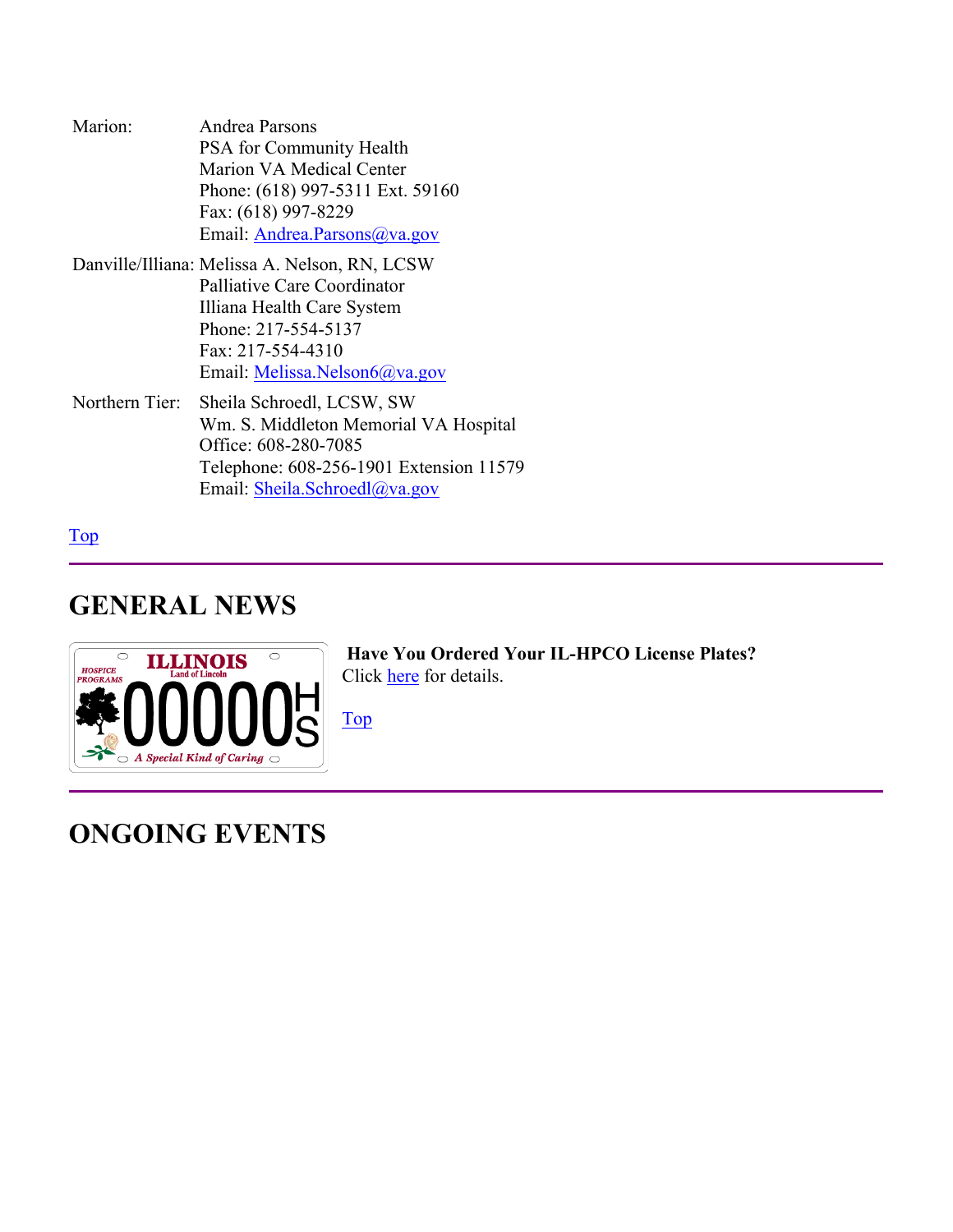Marion: Andrea Parsons
PSA for Community Health
Marion VA Medical Center
Phone: (618) 997-5311 Ext. 59160
Fax: (618) 997-8229
Email: Andrea.Parsons@va.gov

Danville/Illiana: Melissa A. Nelson, RN, LCSW
Palliative Care Coordinator
Illiana Health Care System
Phone: 217-554-5137
Fax: 217-554-4310
Email: Melissa.Nelson6@va.gov

Northern Tier: Sheila Schroedl, LCSW, SW
Wm. S. Middleton Memorial VA Hospital
Office: 608-280-7085
Telephone: 608-256-1901 Extension 11579
Email: Sheila.Schroedl@va.gov

Top

## GENERAL NEWS

**Have You Ordered Your IL-HPCO License Plates?**
Click here for details.

Top

## ONGOING EVENTS